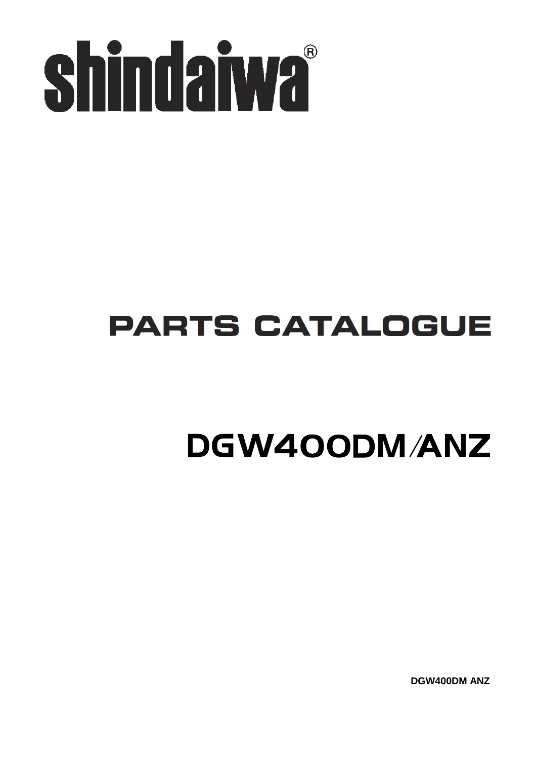# shindaiwa®

# PARTS CATALOGUE

# DGW400DM/ANZ

DGW400DM ANZ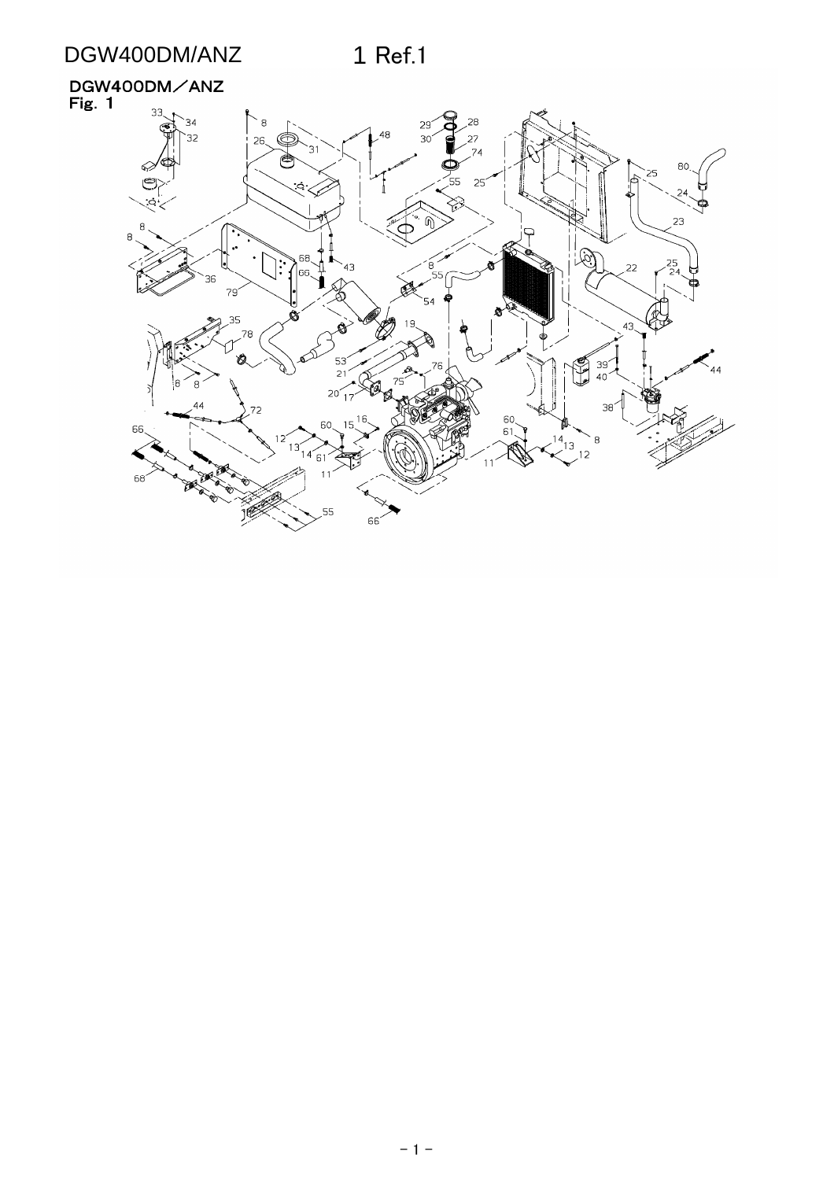# DGW400DM/ANZ

## 1 Ref.1

**DGW400DM／ANZ**
**Fig. 1**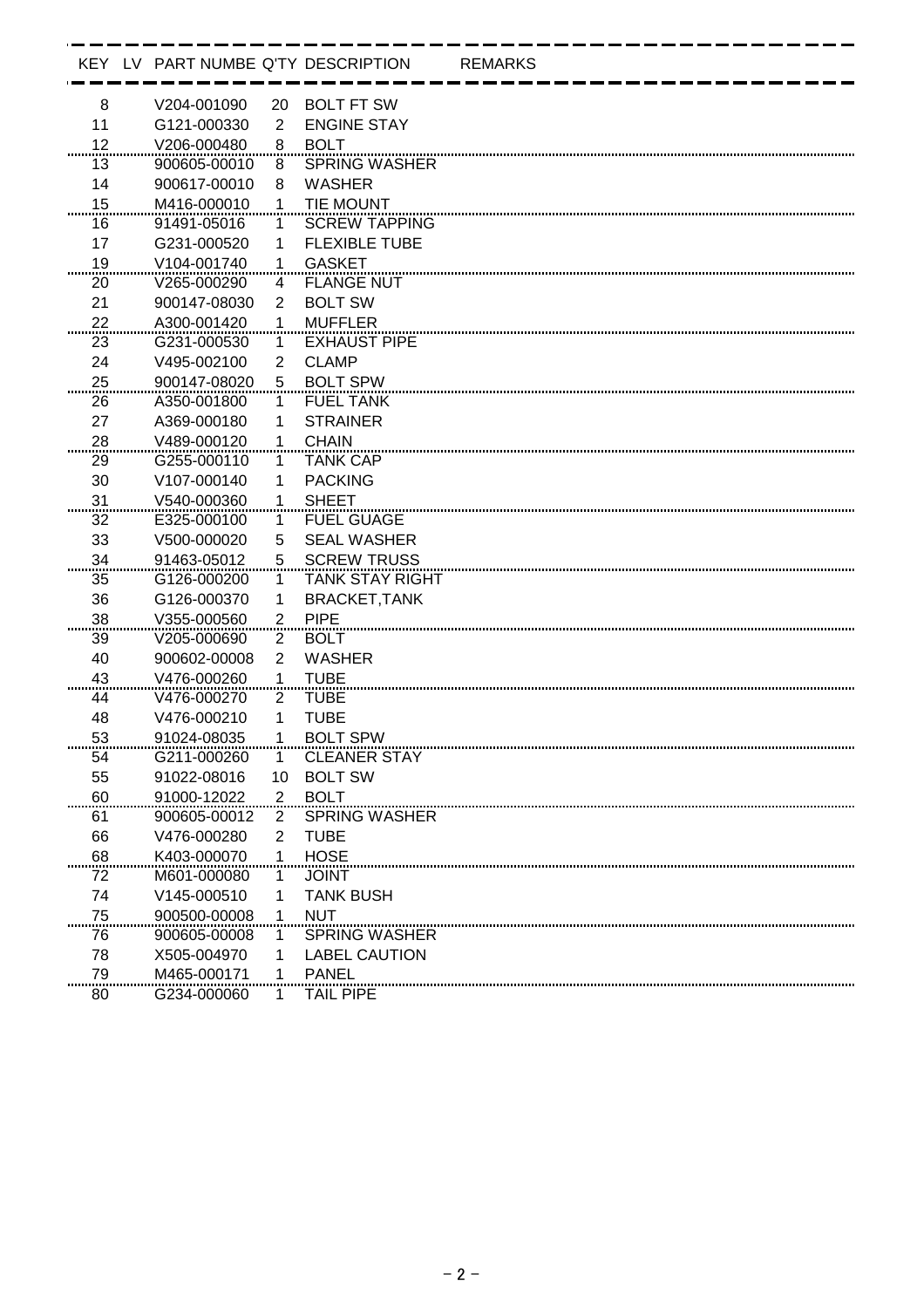| KEY | LV | PART NUMBE | Q'TY | DESCRIPTION | REMARKS |
|---|---|---|---|---|---|
| 8 | | V204-001090 | 20 | BOLT FT SW | |
| 11 | | G121-000330 | 2 | ENGINE STAY | |
| 12 | | V206-000480 | 8 | BOLT | |
| 13 | | 900605-00010 | 8 | SPRING WASHER | |
| 14 | | 900617-00010 | 8 | WASHER | |
| 15 | | M416-000010 | 1 | TIE MOUNT | |
| 16 | | 91491-05016 | 1 | SCREW TAPPING | |
| 17 | | G231-000520 | 1 | FLEXIBLE TUBE | |
| 19 | | V104-001740 | 1 | GASKET | |
| 20 | | V265-000290 | 4 | FLANGE NUT | |
| 21 | | 900147-08030 | 2 | BOLT SW | |
| 22 | | A300-001420 | 1 | MUFFLER | |
| 23 | | G231-000530 | 1 | EXHAUST PIPE | |
| 24 | | V495-002100 | 2 | CLAMP | |
| 25 | | 900147-08020 | 5 | BOLT SPW | |
| 26 | | A350-001800 | 1 | FUEL TANK | |
| 27 | | A369-000180 | 1 | STRAINER | |
| 28 | | V489-000120 | 1 | CHAIN | |
| 29 | | G255-000110 | 1 | TANK CAP | |
| 30 | | V107-000140 | 1 | PACKING | |
| 31 | | V540-000360 | 1 | SHEET | |
| 32 | | E325-000100 | 1 | FUEL GUAGE | |
| 33 | | V500-000020 | 5 | SEAL WASHER | |
| 34 | | 91463-05012 | 5 | SCREW TRUSS | |
| 35 | | G126-000200 | 1 | TANK STAY RIGHT | |
| 36 | | G126-000370 | 1 | BRACKET,TANK | |
| 38 | | V355-000560 | 2 | PIPE | |
| 39 | | V205-000690 | 2 | BOLT | |
| 40 | | 900602-00008 | 2 | WASHER | |
| 43 | | V476-000260 | 1 | TUBE | |
| 44 | | V476-000270 | 2 | TUBE | |
| 48 | | V476-000210 | 1 | TUBE | |
| 53 | | 91024-08035 | 1 | BOLT SPW | |
| 54 | | G211-000260 | 1 | CLEANER STAY | |
| 55 | | 91022-08016 | 10 | BOLT SW | |
| 60 | | 91000-12022 | 2 | BOLT | |
| 61 | | 900605-00012 | 2 | SPRING WASHER | |
| 66 | | V476-000280 | 2 | TUBE | |
| 68 | | K403-000070 | 1 | HOSE | |
| 72 | | M601-000080 | 1 | JOINT | |
| 74 | | V145-000510 | 1 | TANK BUSH | |
| 75 | | 900500-00008 | 1 | NUT | |
| 76 | | 900605-00008 | 1 | SPRING WASHER | |
| 78 | | X505-004970 | 1 | LABEL CAUTION | |
| 79 | | M465-000171 | 1 | PANEL | |
| 80 | | G234-000060 | 1 | TAIL PIPE | |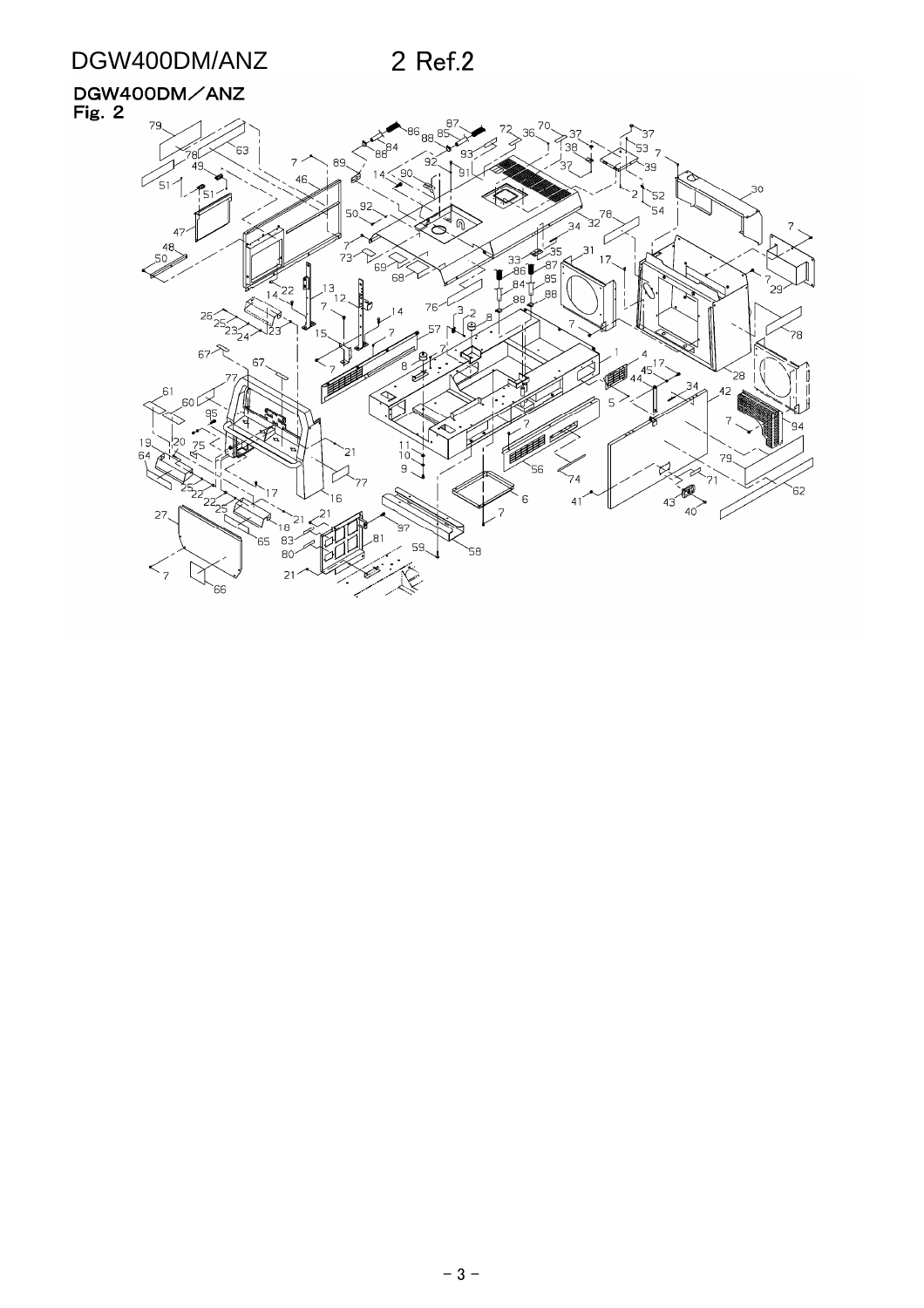# DGW400DM/ANZ 2 Ref.2

DGW400DM／ANZ
Fig. 2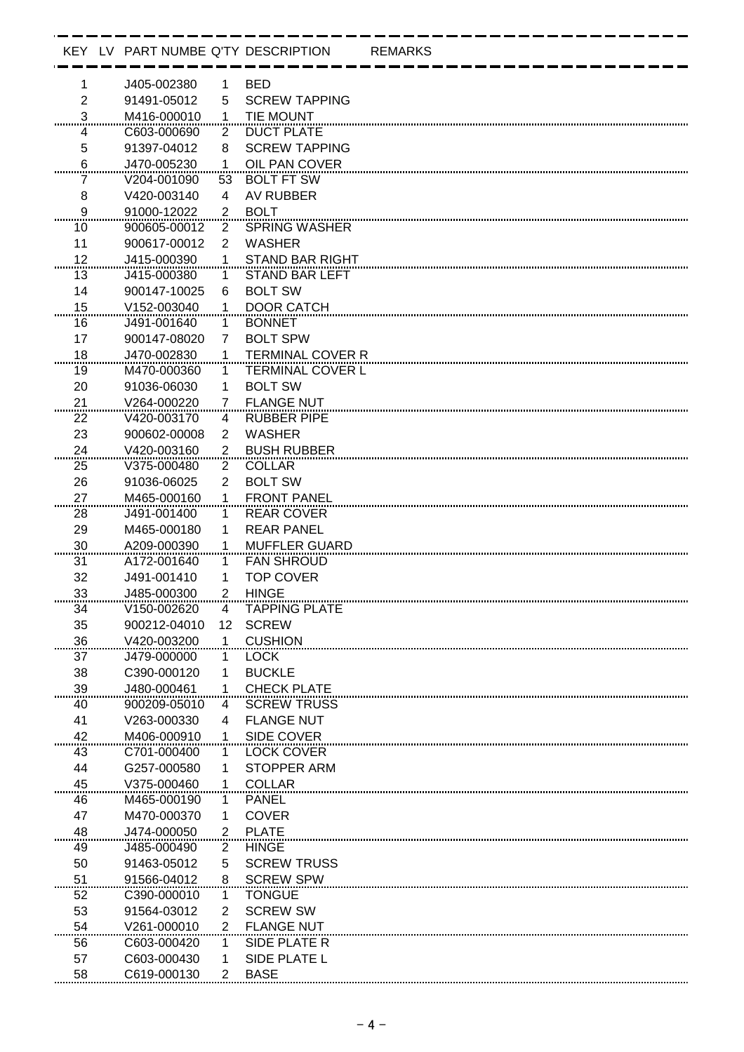| KEY | LV | PART NUMBE | Q'TY | DESCRIPTION | REMARKS |
|---|---|---|---|---|---|
| 1 | | J405-002380 | 1 | BED | |
| 2 | | 91491-05012 | 5 | SCREW TAPPING | |
| 3 | | M416-000010 | 1 | TIE MOUNT | |
| 4 | | C603-000690 | 2 | DUCT PLATE | |
| 5 | | 91397-04012 | 8 | SCREW TAPPING | |
| 6 | | J470-005230 | 1 | OIL PAN COVER | |
| 7 | | V204-001090 | 53 | BOLT FT SW | |
| 8 | | V420-003140 | 4 | AV RUBBER | |
| 9 | | 91000-12022 | 2 | BOLT | |
| 10 | | 900605-00012 | 2 | SPRING WASHER | |
| 11 | | 900617-00012 | 2 | WASHER | |
| 12 | | J415-000390 | 1 | STAND BAR RIGHT | |
| 13 | | J415-000380 | 1 | STAND BAR LEFT | |
| 14 | | 900147-10025 | 6 | BOLT SW | |
| 15 | | V152-003040 | 1 | DOOR CATCH | |
| 16 | | J491-001640 | 1 | BONNET | |
| 17 | | 900147-08020 | 7 | BOLT SPW | |
| 18 | | J470-002830 | 1 | TERMINAL COVER R | |
| 19 | | M470-000360 | 1 | TERMINAL COVER L | |
| 20 | | 91036-06030 | 1 | BOLT SW | |
| 21 | | V264-000220 | 7 | FLANGE NUT | |
| 22 | | V420-003170 | 4 | RUBBER PIPE | |
| 23 | | 900602-00008 | 2 | WASHER | |
| 24 | | V420-003160 | 2 | BUSH RUBBER | |
| 25 | | V375-000480 | 2 | COLLAR | |
| 26 | | 91036-06025 | 2 | BOLT SW | |
| 27 | | M465-000160 | 1 | FRONT PANEL | |
| 28 | | J491-001400 | 1 | REAR COVER | |
| 29 | | M465-000180 | 1 | REAR PANEL | |
| 30 | | A209-000390 | 1 | MUFFLER GUARD | |
| 31 | | A172-001640 | 1 | FAN SHROUD | |
| 32 | | J491-001410 | 1 | TOP COVER | |
| 33 | | J485-000300 | 2 | HINGE | |
| 34 | | V150-002620 | 4 | TAPPING PLATE | |
| 35 | | 900212-04010 | 12 | SCREW | |
| 36 | | V420-003200 | 1 | CUSHION | |
| 37 | | J479-000000 | 1 | LOCK | |
| 38 | | C390-000120 | 1 | BUCKLE | |
| 39 | | J480-000461 | 1 | CHECK PLATE | |
| 40 | | 900209-05010 | 4 | SCREW TRUSS | |
| 41 | | V263-000330 | 4 | FLANGE NUT | |
| 42 | | M406-000910 | 1 | SIDE COVER | |
| 43 | | C701-000400 | 1 | LOCK COVER | |
| 44 | | G257-000580 | 1 | STOPPER ARM | |
| 45 | | V375-000460 | 1 | COLLAR | |
| 46 | | M465-000190 | 1 | PANEL | |
| 47 | | M470-000370 | 1 | COVER | |
| 48 | | J474-000050 | 2 | PLATE | |
| 49 | | J485-000490 | 2 | HINGE | |
| 50 | | 91463-05012 | 5 | SCREW TRUSS | |
| 51 | | 91566-04012 | 8 | SCREW SPW | |
| 52 | | C390-000010 | 1 | TONGUE | |
| 53 | | 91564-03012 | 2 | SCREW SW | |
| 54 | | V261-000010 | 2 | FLANGE NUT | |
| 56 | | C603-000420 | 1 | SIDE PLATE R | |
| 57 | | C603-000430 | 1 | SIDE PLATE L | |
| 58 | | C619-000130 | 2 | BASE | |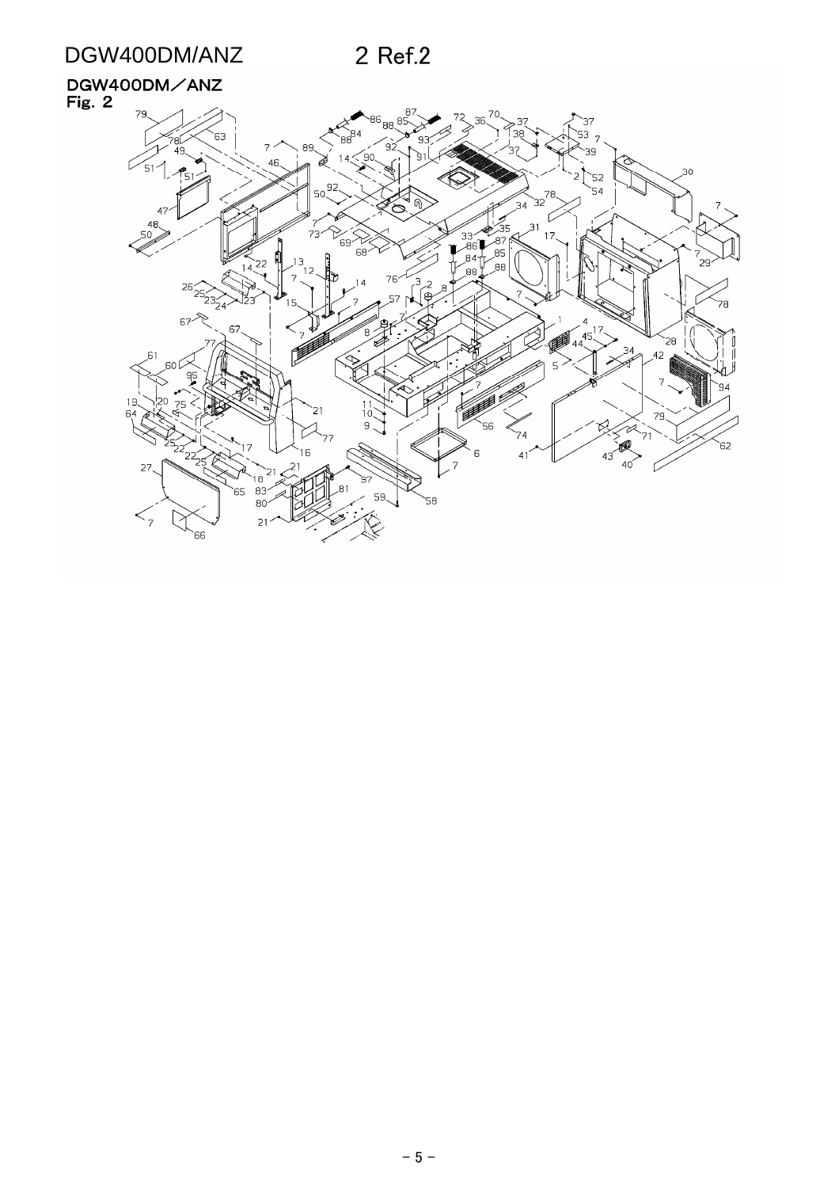# DGW400DM/ANZ

## 2 Ref.2

DGW400DM／ANZ
Fig. 2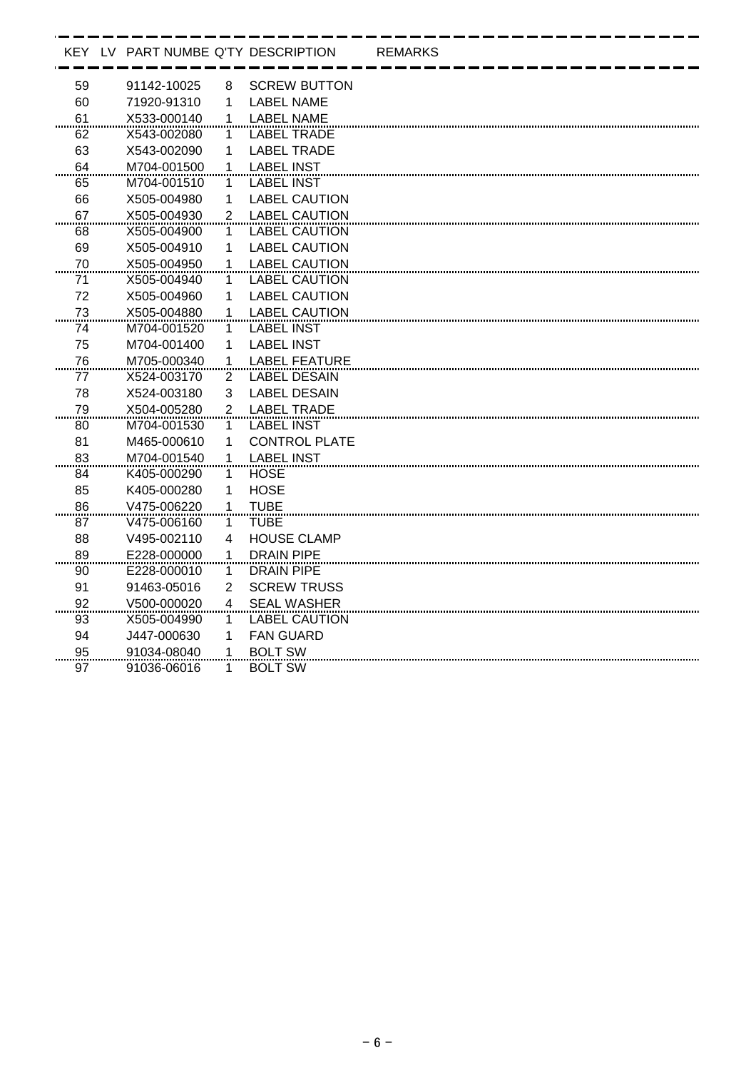| KEY | LV | PART NUMBE | Q'TY | DESCRIPTION | REMARKS |
|---|---|---|---|---|---|
| 59 | | 91142-10025 | 8 | SCREW BUTTON | |
| 60 | | 71920-91310 | 1 | LABEL NAME | |
| 61 | | X533-000140 | 1 | LABEL NAME | |
| 62 | | X543-002080 | 1 | LABEL TRADE | |
| 63 | | X543-002090 | 1 | LABEL TRADE | |
| 64 | | M704-001500 | 1 | LABEL INST | |
| 65 | | M704-001510 | 1 | LABEL INST | |
| 66 | | X505-004980 | 1 | LABEL CAUTION | |
| 67 | | X505-004930 | 2 | LABEL CAUTION | |
| 68 | | X505-004900 | 1 | LABEL CAUTION | |
| 69 | | X505-004910 | 1 | LABEL CAUTION | |
| 70 | | X505-004950 | 1 | LABEL CAUTION | |
| 71 | | X505-004940 | 1 | LABEL CAUTION | |
| 72 | | X505-004960 | 1 | LABEL CAUTION | |
| 73 | | X505-004880 | 1 | LABEL CAUTION | |
| 74 | | M704-001520 | 1 | LABEL INST | |
| 75 | | M704-001400 | 1 | LABEL INST | |
| 76 | | M705-000340 | 1 | LABEL FEATURE | |
| 77 | | X524-003170 | 2 | LABEL DESAIN | |
| 78 | | X524-003180 | 3 | LABEL DESAIN | |
| 79 | | X504-005280 | 2 | LABEL TRADE | |
| 80 | | M704-001530 | 1 | LABEL INST | |
| 81 | | M465-000610 | 1 | CONTROL PLATE | |
| 83 | | M704-001540 | 1 | LABEL INST | |
| 84 | | K405-000290 | 1 | HOSE | |
| 85 | | K405-000280 | 1 | HOSE | |
| 86 | | V475-006220 | 1 | TUBE | |
| 87 | | V475-006160 | 1 | TUBE | |
| 88 | | V495-002110 | 4 | HOUSE CLAMP | |
| 89 | | E228-000000 | 1 | DRAIN PIPE | |
| 90 | | E228-000010 | 1 | DRAIN PIPE | |
| 91 | | 91463-05016 | 2 | SCREW TRUSS | |
| 92 | | V500-000020 | 4 | SEAL WASHER | |
| 93 | | X505-004990 | 1 | LABEL CAUTION | |
| 94 | | J447-000630 | 1 | FAN GUARD | |
| 95 | | 91034-08040 | 1 | BOLT SW | |
| 97 | | 91036-06016 | 1 | BOLT SW | |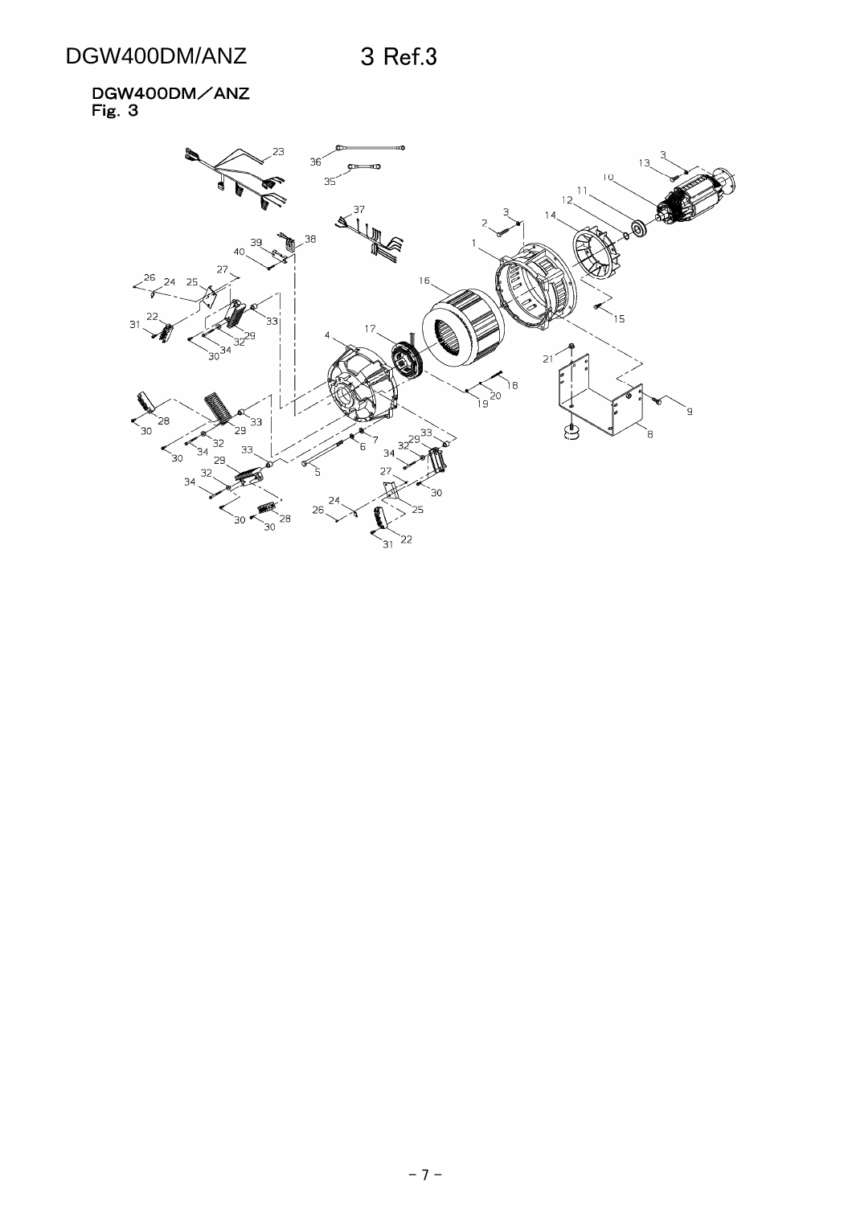# DGW400DM/ANZ

## 3 Ref.3

**DGW400DM／ANZ**
**Fig. 3**

23 36 35 3 13 10 11 12 14 37 3 2 1 39 38 40 27 26 24 25 16 33 22 31 32 29 34 30 17 15 4 21 18 20 19 9 28 30 29 33 8 7 6 33 29 32 34 32 34 33 5 30 29 32 34 27 30 24 25 26 30 28 30 22 31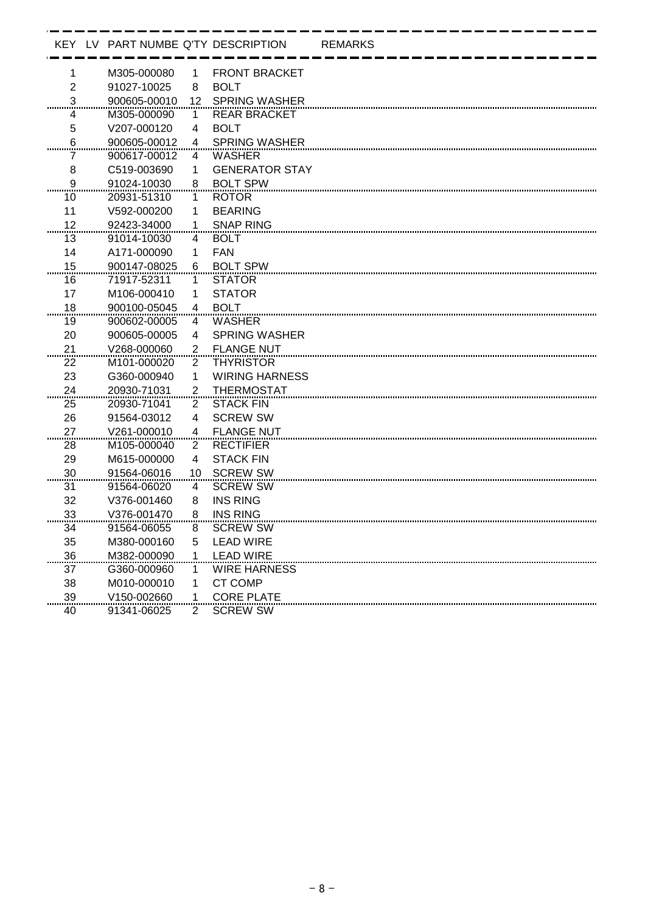| KEY | LV | PART NUMBE | Q'TY | DESCRIPTION | REMARKS |
|---|---|---|---|---|---|
| 1 | | M305-000080 | 1 | FRONT BRACKET | |
| 2 | | 91027-10025 | 8 | BOLT | |
| 3 | | 900605-00010 | 12 | SPRING WASHER | |
| 4 | | M305-000090 | 1 | REAR BRACKET | |
| 5 | | V207-000120 | 4 | BOLT | |
| 6 | | 900605-00012 | 4 | SPRING WASHER | |
| 7 | | 900617-00012 | 4 | WASHER | |
| 8 | | C519-003690 | 1 | GENERATOR STAY | |
| 9 | | 91024-10030 | 8 | BOLT SPW | |
| 10 | | 20931-51310 | 1 | ROTOR | |
| 11 | | V592-000200 | 1 | BEARING | |
| 12 | | 92423-34000 | 1 | SNAP RING | |
| 13 | | 91014-10030 | 4 | BOLT | |
| 14 | | A171-000090 | 1 | FAN | |
| 15 | | 900147-08025 | 6 | BOLT SPW | |
| 16 | | 71917-52311 | 1 | STATOR | |
| 17 | | M106-000410 | 1 | STATOR | |
| 18 | | 900100-05045 | 4 | BOLT | |
| 19 | | 900602-00005 | 4 | WASHER | |
| 20 | | 900605-00005 | 4 | SPRING WASHER | |
| 21 | | V268-000060 | 2 | FLANGE NUT | |
| 22 | | M101-000020 | 2 | THYRISTOR | |
| 23 | | G360-000940 | 1 | WIRING HARNESS | |
| 24 | | 20930-71031 | 2 | THERMOSTAT | |
| 25 | | 20930-71041 | 2 | STACK FIN | |
| 26 | | 91564-03012 | 4 | SCREW SW | |
| 27 | | V261-000010 | 4 | FLANGE NUT | |
| 28 | | M105-000040 | 2 | RECTIFIER | |
| 29 | | M615-000000 | 4 | STACK FIN | |
| 30 | | 91564-06016 | 10 | SCREW SW | |
| 31 | | 91564-06020 | 4 | SCREW SW | |
| 32 | | V376-001460 | 8 | INS RING | |
| 33 | | V376-001470 | 8 | INS RING | |
| 34 | | 91564-06055 | 8 | SCREW SW | |
| 35 | | M380-000160 | 5 | LEAD WIRE | |
| 36 | | M382-000090 | 1 | LEAD WIRE | |
| 37 | | G360-000960 | 1 | WIRE HARNESS | |
| 38 | | M010-000010 | 1 | CT COMP | |
| 39 | | V150-002660 | 1 | CORE PLATE | |
| 40 | | 91341-06025 | 2 | SCREW SW | |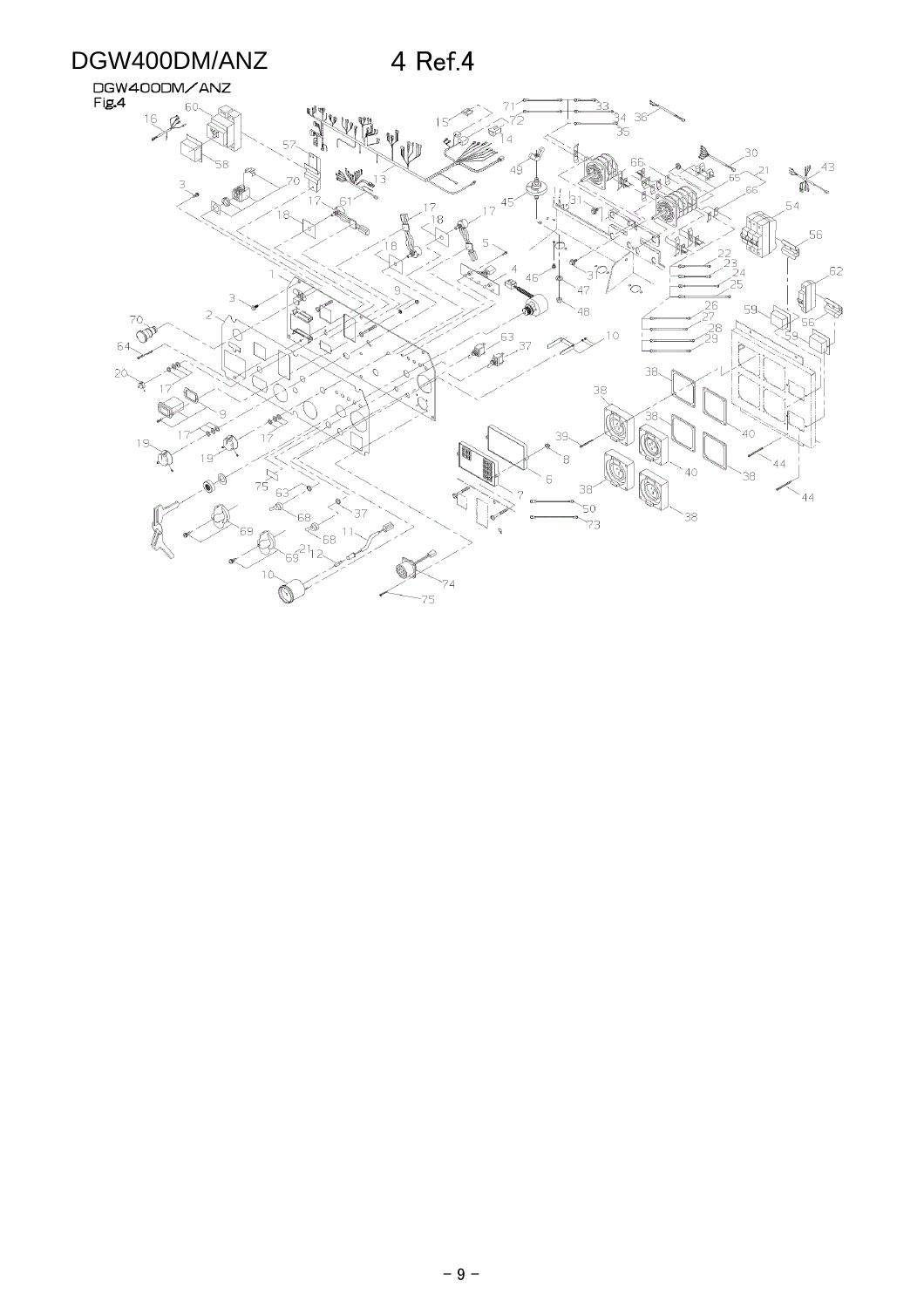# DGW400DM/ANZ 4 Ref.4

DGW400DM／ANZ
Fig.4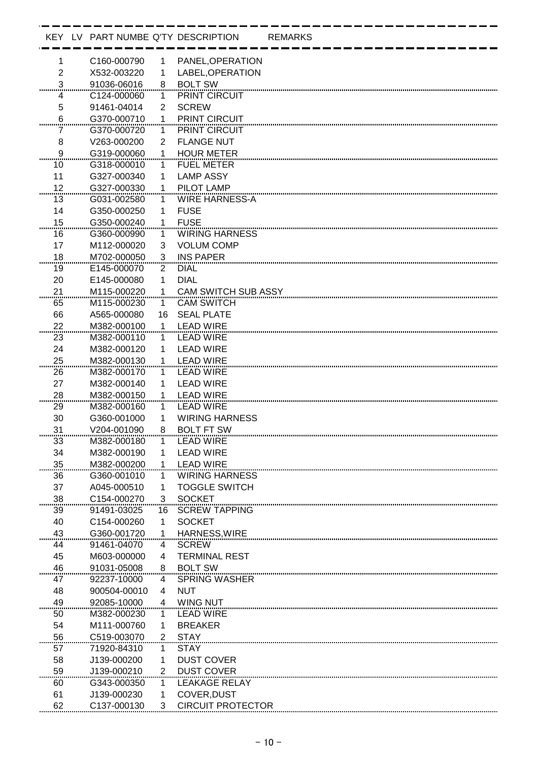| KEY | LV | PART NUMBE | Q'TY | DESCRIPTION | REMARKS |
|---|---|---|---|---|---|
| 1 | | C160-000790 | 1 | PANEL,OPERATION | |
| 2 | | X532-003220 | 1 | LABEL,OPERATION | |
| 3 | | 91036-06016 | 8 | BOLT SW | |
| 4 | | C124-000060 | 1 | PRINT CIRCUIT | |
| 5 | | 91461-04014 | 2 | SCREW | |
| 6 | | G370-000710 | 1 | PRINT CIRCUIT | |
| 7 | | G370-000720 | 1 | PRINT CIRCUIT | |
| 8 | | V263-000200 | 2 | FLANGE NUT | |
| 9 | | G319-000060 | 1 | HOUR METER | |
| 10 | | G318-000010 | 1 | FUEL METER | |
| 11 | | G327-000340 | 1 | LAMP ASSY | |
| 12 | | G327-000330 | 1 | PILOT LAMP | |
| 13 | | G031-002580 | 1 | WIRE HARNESS-A | |
| 14 | | G350-000250 | 1 | FUSE | |
| 15 | | G350-000240 | 1 | FUSE | |
| 16 | | G360-000990 | 1 | WIRING HARNESS | |
| 17 | | M112-000020 | 3 | VOLUM COMP | |
| 18 | | M702-000050 | 3 | INS PAPER | |
| 19 | | E145-000070 | 2 | DIAL | |
| 20 | | E145-000080 | 1 | DIAL | |
| 21 | | M115-000220 | 1 | CAM SWITCH SUB ASSY | |
| 65 | | M115-000230 | 1 | CAM SWITCH | |
| 66 | | A565-000080 | 16 | SEAL PLATE | |
| 22 | | M382-000100 | 1 | LEAD WIRE | |
| 23 | | M382-000110 | 1 | LEAD WIRE | |
| 24 | | M382-000120 | 1 | LEAD WIRE | |
| 25 | | M382-000130 | 1 | LEAD WIRE | |
| 26 | | M382-000170 | 1 | LEAD WIRE | |
| 27 | | M382-000140 | 1 | LEAD WIRE | |
| 28 | | M382-000150 | 1 | LEAD WIRE | |
| 29 | | M382-000160 | 1 | LEAD WIRE | |
| 30 | | G360-001000 | 1 | WIRING HARNESS | |
| 31 | | V204-001090 | 8 | BOLT FT SW | |
| 33 | | M382-000180 | 1 | LEAD WIRE | |
| 34 | | M382-000190 | 1 | LEAD WIRE | |
| 35 | | M382-000200 | 1 | LEAD WIRE | |
| 36 | | G360-001010 | 1 | WIRING HARNESS | |
| 37 | | A045-000510 | 1 | TOGGLE SWITCH | |
| 38 | | C154-000270 | 3 | SOCKET | |
| 39 | | 91491-03025 | 16 | SCREW TAPPING | |
| 40 | | C154-000260 | 1 | SOCKET | |
| 43 | | G360-001720 | 1 | HARNESS,WIRE | |
| 44 | | 91461-04070 | 4 | SCREW | |
| 45 | | M603-000000 | 4 | TERMINAL REST | |
| 46 | | 91031-05008 | 8 | BOLT SW | |
| 47 | | 92237-10000 | 4 | SPRING WASHER | |
| 48 | | 900504-00010 | 4 | NUT | |
| 49 | | 92085-10000 | 4 | WING NUT | |
| 50 | | M382-000230 | 1 | LEAD WIRE | |
| 54 | | M111-000760 | 1 | BREAKER | |
| 56 | | C519-003070 | 2 | STAY | |
| 57 | | 71920-84310 | 1 | STAY | |
| 58 | | J139-000200 | 1 | DUST COVER | |
| 59 | | J139-000210 | 2 | DUST COVER | |
| 60 | | G343-000350 | 1 | LEAKAGE RELAY | |
| 61 | | J139-000230 | 1 | COVER,DUST | |
| 62 | | C137-000130 | 3 | CIRCUIT PROTECTOR | |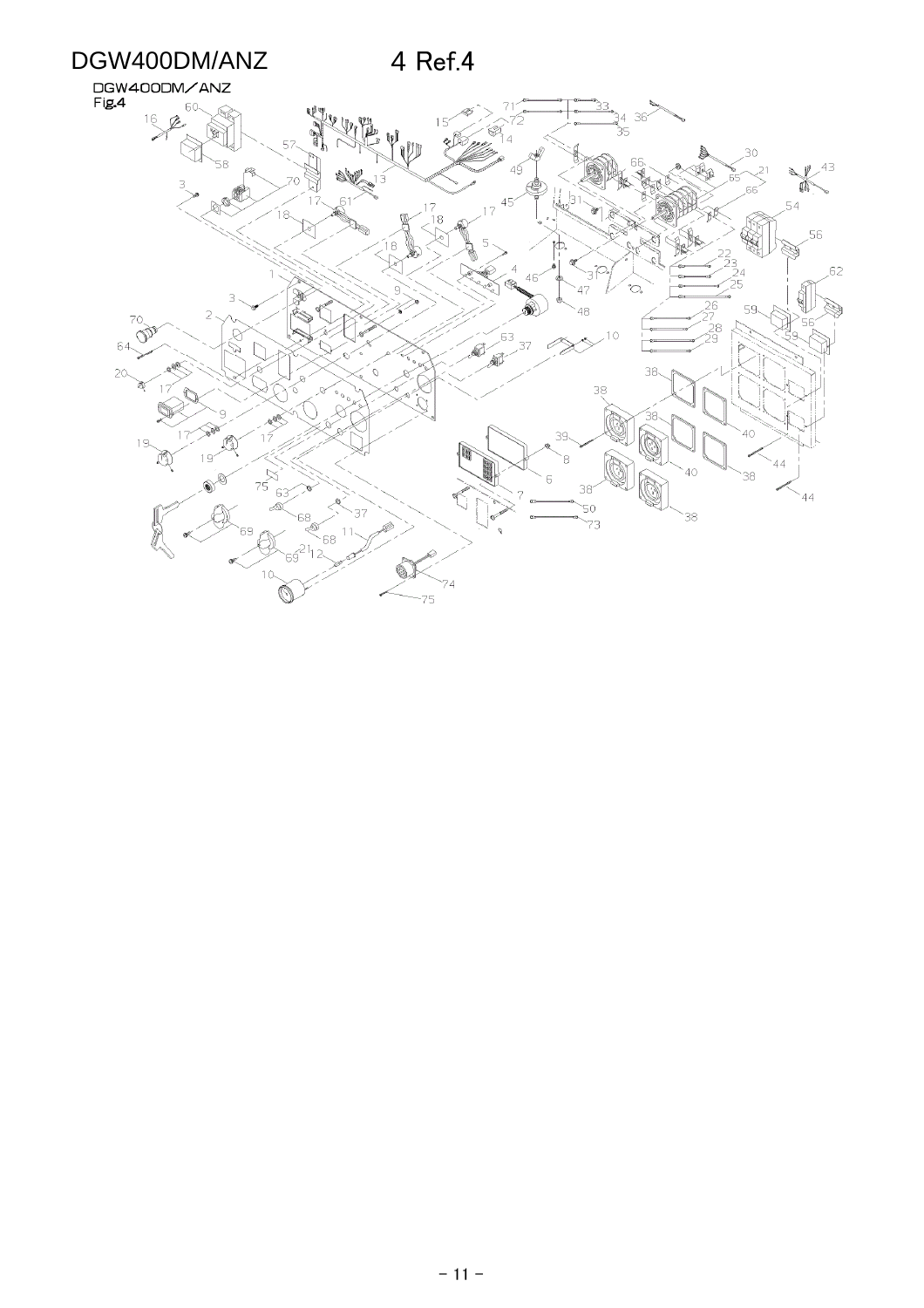# DGW400DM/ANZ 4 Ref.4

DGW400DM／ANZ
Fig.4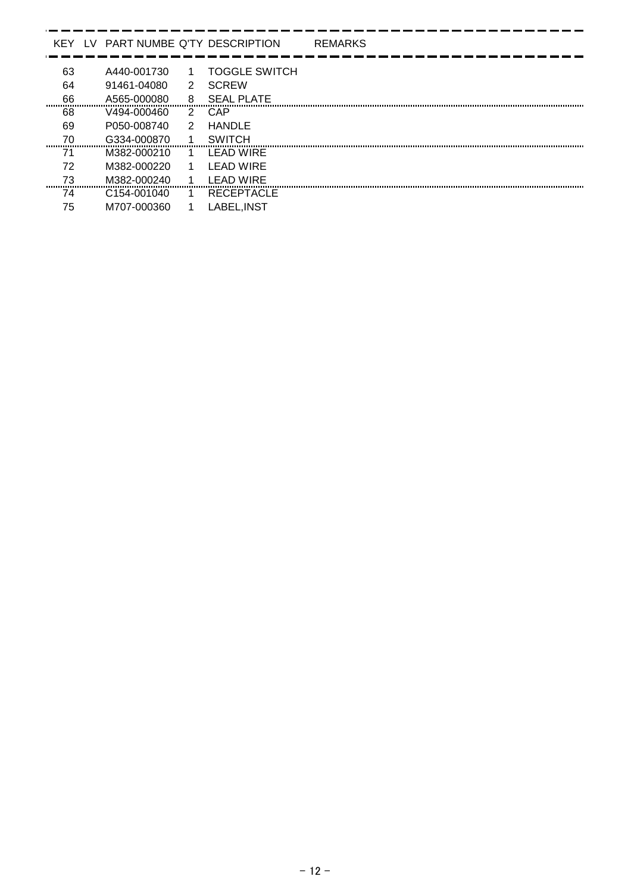| KEY | LV | PART NUMBE | Q'TY | DESCRIPTION | REMARKS |
|---|---|---|---|---|---|
| 63 | | A440-001730 | 1 | TOGGLE SWITCH | |
| 64 | | 91461-04080 | 2 | SCREW | |
| 66 | | A565-000080 | 8 | SEAL PLATE | |
| 68 | | V494-000460 | 2 | CAP | |
| 69 | | P050-008740 | 2 | HANDLE | |
| 70 | | G334-000870 | 1 | SWITCH | |
| 71 | | M382-000210 | 1 | LEAD WIRE | |
| 72 | | M382-000220 | 1 | LEAD WIRE | |
| 73 | | M382-000240 | 1 | LEAD WIRE | |
| 74 | | C154-001040 | 1 | RECEPTACLE | |
| 75 | | M707-000360 | 1 | LABEL,INST | |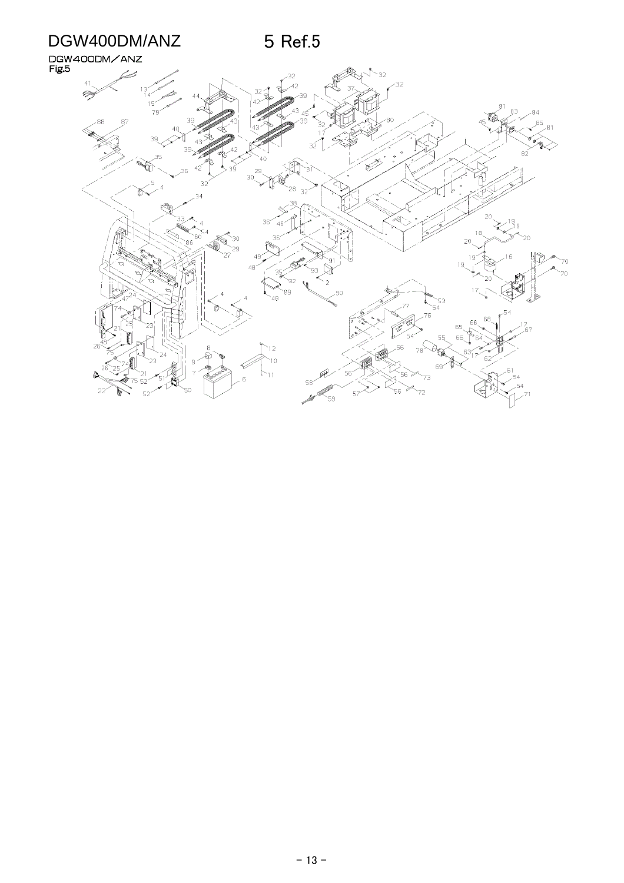# DGW400DM/ANZ

# 5 Ref.5

DGW400DM／ANZ
Fig.5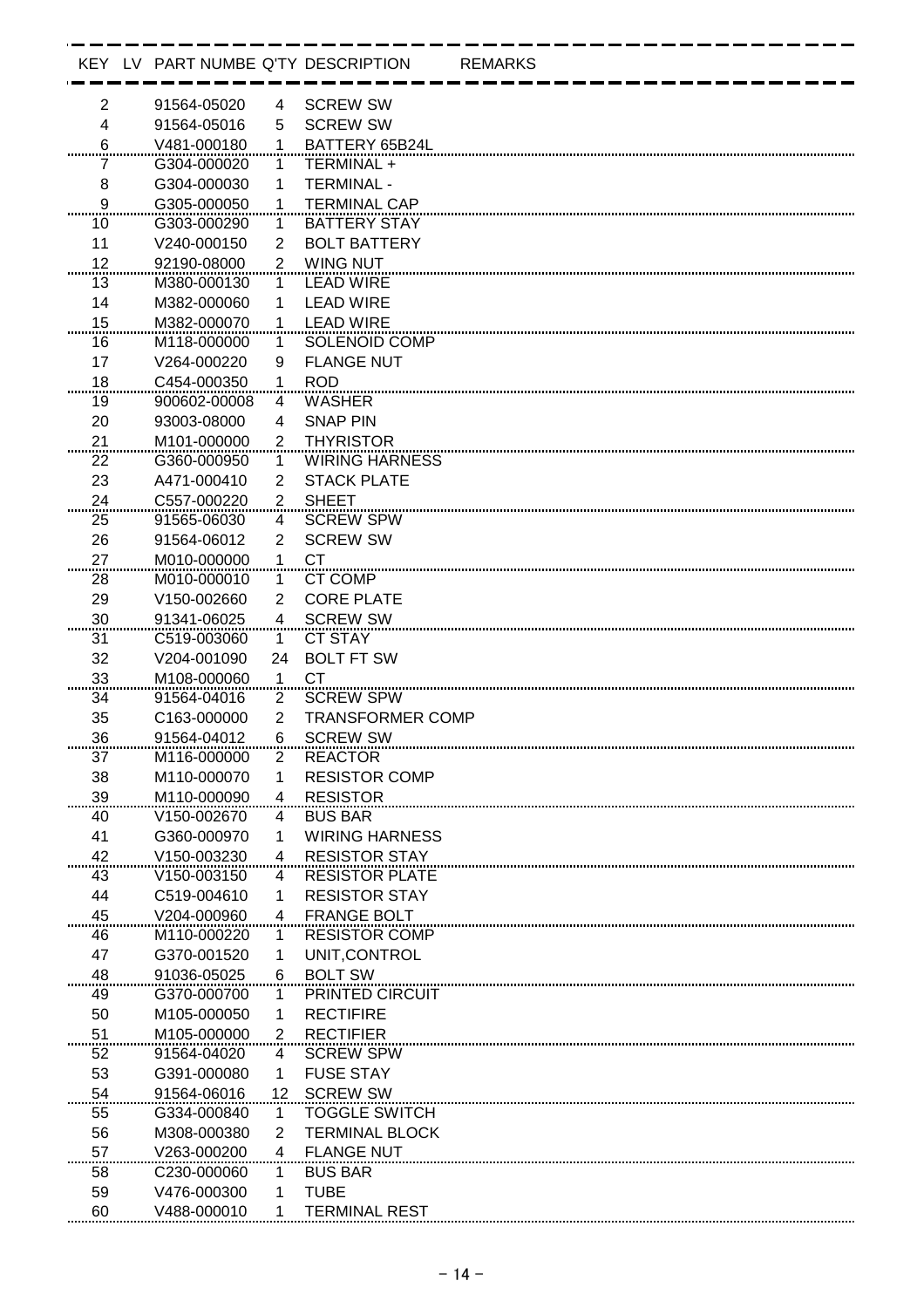| KEY | LV | PART NUMBE | Q'TY | DESCRIPTION | REMARKS |
|---|---|---|---|---|---|
| 2 | | 91564-05020 | 4 | SCREW SW | |
| 4 | | 91564-05016 | 5 | SCREW SW | |
| 6 | | V481-000180 | 1 | BATTERY 65B24L | |
| 7 | | G304-000020 | 1 | TERMINAL + | |
| 8 | | G304-000030 | 1 | TERMINAL - | |
| 9 | | G305-000050 | 1 | TERMINAL CAP | |
| 10 | | G303-000290 | 1 | BATTERY STAY | |
| 11 | | V240-000150 | 2 | BOLT BATTERY | |
| 12 | | 92190-08000 | 2 | WING NUT | |
| 13 | | M380-000130 | 1 | LEAD WIRE | |
| 14 | | M382-000060 | 1 | LEAD WIRE | |
| 15 | | M382-000070 | 1 | LEAD WIRE | |
| 16 | | M118-000000 | 1 | SOLENOID COMP | |
| 17 | | V264-000220 | 9 | FLANGE NUT | |
| 18 | | C454-000350 | 1 | ROD | |
| 19 | | 900602-00008 | 4 | WASHER | |
| 20 | | 93003-08000 | 4 | SNAP PIN | |
| 21 | | M101-000000 | 2 | THYRISTOR | |
| 22 | | G360-000950 | 1 | WIRING HARNESS | |
| 23 | | A471-000410 | 2 | STACK PLATE | |
| 24 | | C557-000220 | 2 | SHEET | |
| 25 | | 91565-06030 | 4 | SCREW SPW | |
| 26 | | 91564-06012 | 2 | SCREW SW | |
| 27 | | M010-000000 | 1 | CT | |
| 28 | | M010-000010 | 1 | CT COMP | |
| 29 | | V150-002660 | 2 | CORE PLATE | |
| 30 | | 91341-06025 | 4 | SCREW SW | |
| 31 | | C519-003060 | 1 | CT STAY | |
| 32 | | V204-001090 | 24 | BOLT FT SW | |
| 33 | | M108-000060 | 1 | CT | |
| 34 | | 91564-04016 | 2 | SCREW SPW | |
| 35 | | C163-000000 | 2 | TRANSFORMER COMP | |
| 36 | | 91564-04012 | 6 | SCREW SW | |
| 37 | | M116-000000 | 2 | REACTOR | |
| 38 | | M110-000070 | 1 | RESISTOR COMP | |
| 39 | | M110-000090 | 4 | RESISTOR | |
| 40 | | V150-002670 | 4 | BUS BAR | |
| 41 | | G360-000970 | 1 | WIRING HARNESS | |
| 42 | | V150-003230 | 4 | RESISTOR STAY | |
| 43 | | V150-003150 | 4 | RESISTOR PLATE | |
| 44 | | C519-004610 | 1 | RESISTOR STAY | |
| 45 | | V204-000960 | 4 | FRANGE BOLT | |
| 46 | | M110-000220 | 1 | RESISTOR COMP | |
| 47 | | G370-001520 | 1 | UNIT,CONTROL | |
| 48 | | 91036-05025 | 6 | BOLT SW | |
| 49 | | G370-000700 | 1 | PRINTED CIRCUIT | |
| 50 | | M105-000050 | 1 | RECTIFIRE | |
| 51 | | M105-000000 | 2 | RECTIFIER | |
| 52 | | 91564-04020 | 4 | SCREW SPW | |
| 53 | | G391-000080 | 1 | FUSE STAY | |
| 54 | | 91564-06016 | 12 | SCREW SW | |
| 55 | | G334-000840 | 1 | TOGGLE SWITCH | |
| 56 | | M308-000380 | 2 | TERMINAL BLOCK | |
| 57 | | V263-000200 | 4 | FLANGE NUT | |
| 58 | | C230-000060 | 1 | BUS BAR | |
| 59 | | V476-000300 | 1 | TUBE | |
| 60 | | V488-000010 | 1 | TERMINAL REST | |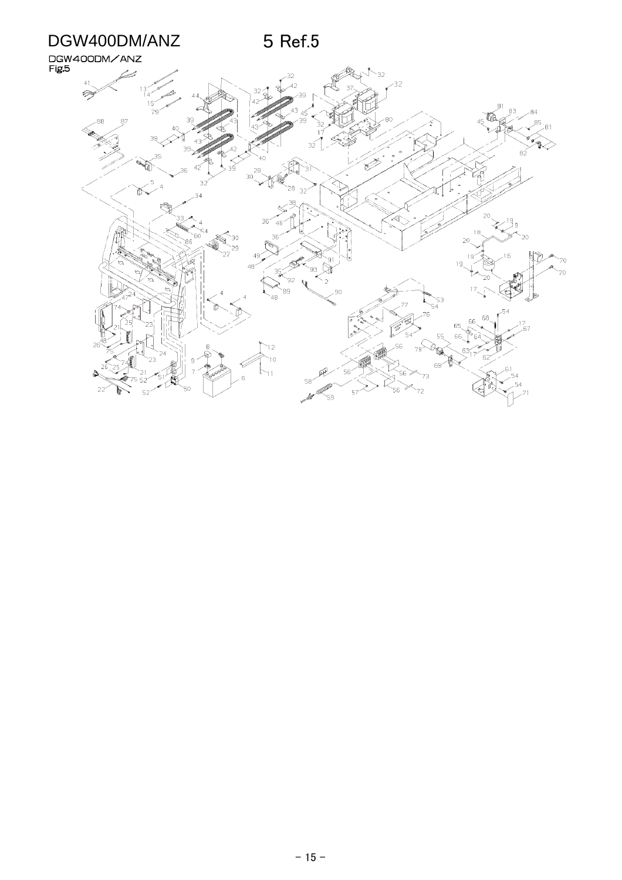# DGW400DM/ANZ

## 5 Ref.5

DGW400DM／ANZ
Fig.5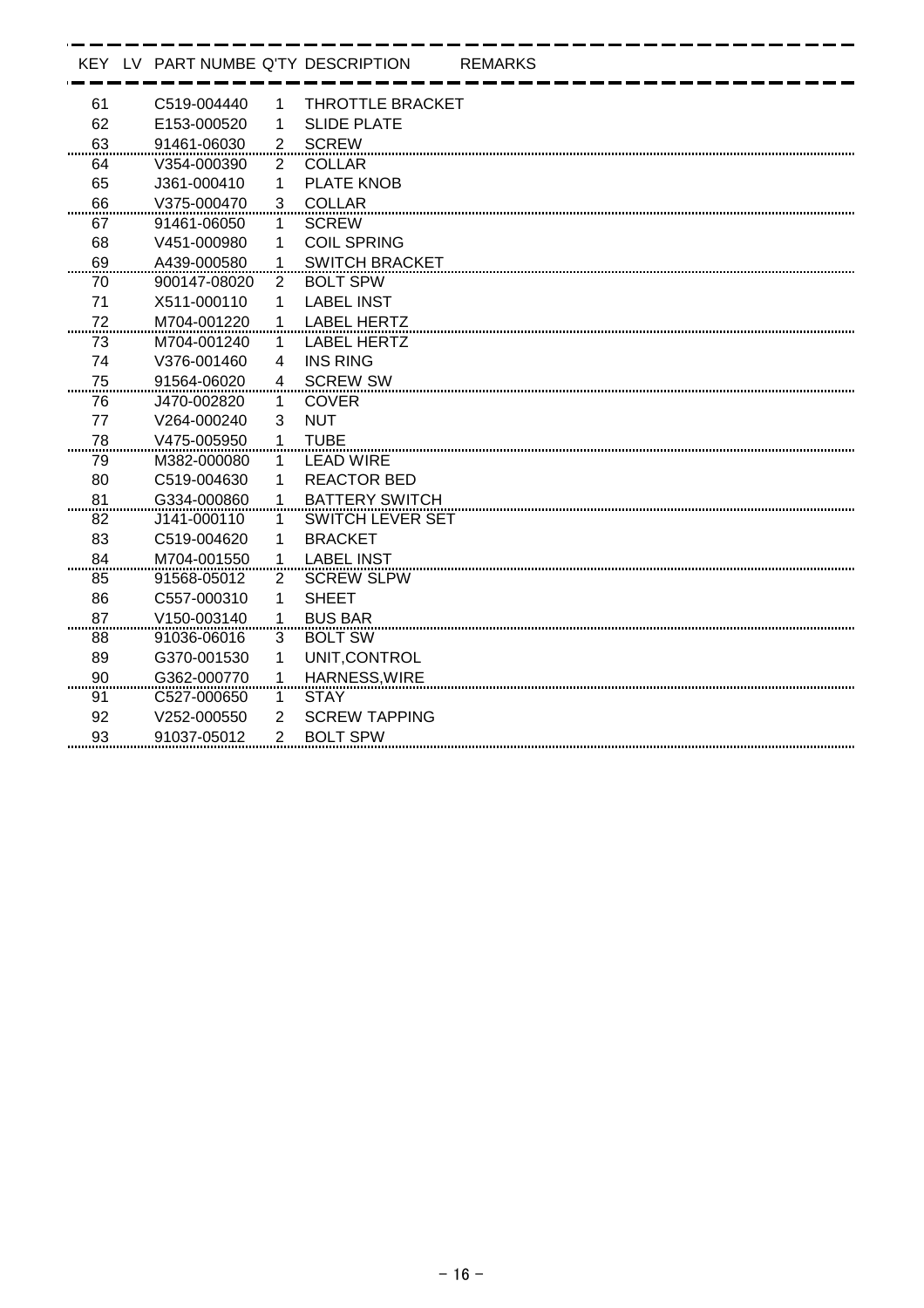| KEY | LV | PART NUMBE | Q'TY | DESCRIPTION | REMARKS |
|---|---|---|---|---|---|
| 61 | | C519-004440 | 1 | THROTTLE BRACKET | |
| 62 | | E153-000520 | 1 | SLIDE PLATE | |
| 63 | | 91461-06030 | 2 | SCREW | |
| 64 | | V354-000390 | 2 | COLLAR | |
| 65 | | J361-000410 | 1 | PLATE KNOB | |
| 66 | | V375-000470 | 3 | COLLAR | |
| 67 | | 91461-06050 | 1 | SCREW | |
| 68 | | V451-000980 | 1 | COIL SPRING | |
| 69 | | A439-000580 | 1 | SWITCH BRACKET | |
| 70 | | 900147-08020 | 2 | BOLT SPW | |
| 71 | | X511-000110 | 1 | LABEL INST | |
| 72 | | M704-001220 | 1 | LABEL HERTZ | |
| 73 | | M704-001240 | 1 | LABEL HERTZ | |
| 74 | | V376-001460 | 4 | INS RING | |
| 75 | | 91564-06020 | 4 | SCREW SW | |
| 76 | | J470-002820 | 1 | COVER | |
| 77 | | V264-000240 | 3 | NUT | |
| 78 | | V475-005950 | 1 | TUBE | |
| 79 | | M382-000080 | 1 | LEAD WIRE | |
| 80 | | C519-004630 | 1 | REACTOR BED | |
| 81 | | G334-000860 | 1 | BATTERY SWITCH | |
| 82 | | J141-000110 | 1 | SWITCH LEVER SET | |
| 83 | | C519-004620 | 1 | BRACKET | |
| 84 | | M704-001550 | 1 | LABEL INST | |
| 85 | | 91568-05012 | 2 | SCREW SLPW | |
| 86 | | C557-000310 | 1 | SHEET | |
| 87 | | V150-003140 | 1 | BUS BAR | |
| 88 | | 91036-06016 | 3 | BOLT SW | |
| 89 | | G370-001530 | 1 | UNIT,CONTROL | |
| 90 | | G362-000770 | 1 | HARNESS,WIRE | |
| 91 | | C527-000650 | 1 | STAY | |
| 92 | | V252-000550 | 2 | SCREW TAPPING | |
| 93 | | 91037-05012 | 2 | BOLT SPW | |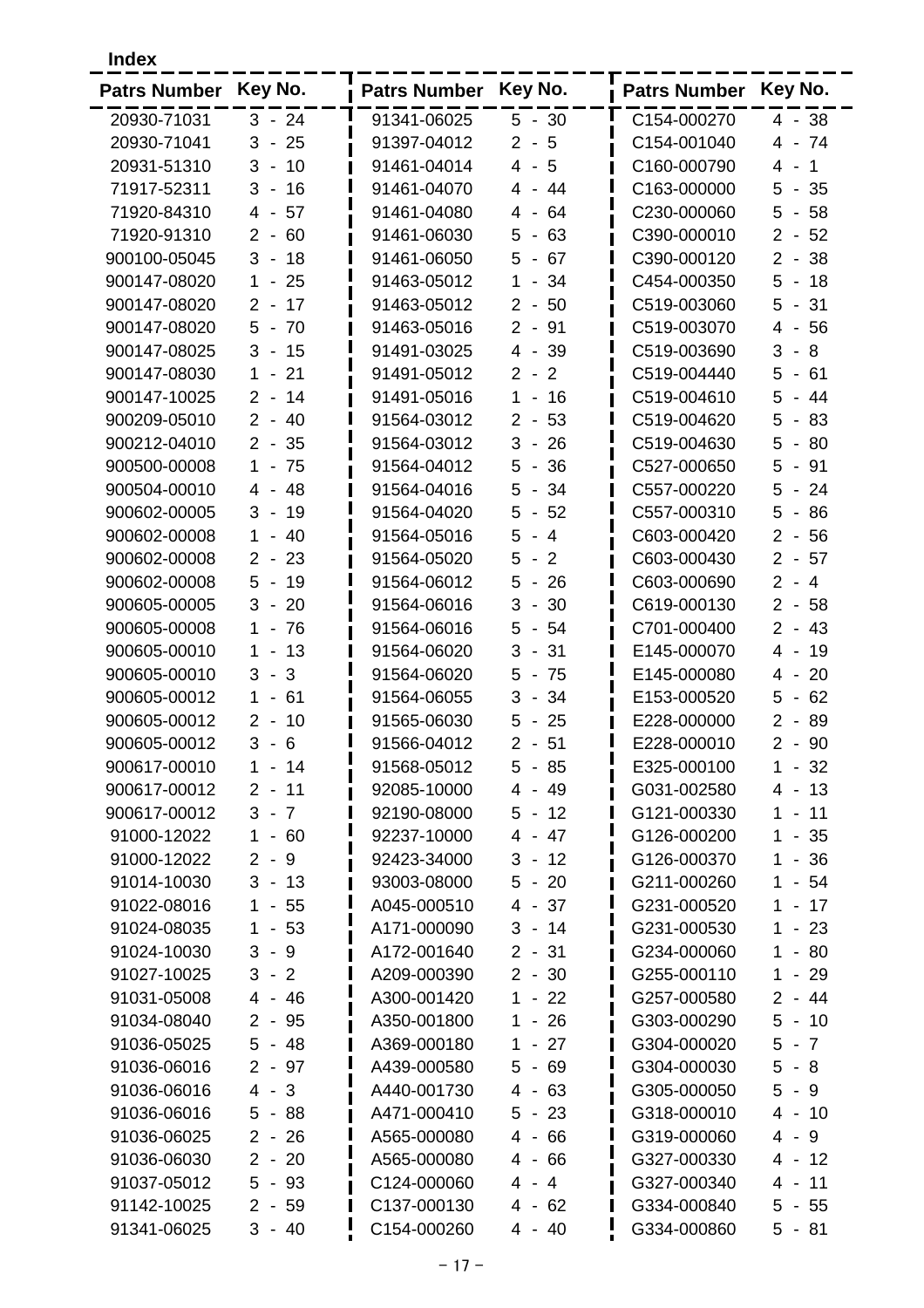**Index**

| Patrs Number | Key No. | Patrs Number | Key No. | Patrs Number | Key No. |
|---|---|---|---|---|---|
| 20930-71031 | 3 - 24 | 91341-06025 | 5 - 30 | C154-000270 | 4 - 38 |
| 20930-71041 | 3 - 25 | 91397-04012 | 2 - 5 | C154-001040 | 4 - 74 |
| 20931-51310 | 3 - 10 | 91461-04014 | 4 - 5 | C160-000790 | 4 - 1 |
| 71917-52311 | 3 - 16 | 91461-04070 | 4 - 44 | C163-000000 | 5 - 35 |
| 71920-84310 | 4 - 57 | 91461-04080 | 4 - 64 | C230-000060 | 5 - 58 |
| 71920-91310 | 2 - 60 | 91461-06030 | 5 - 63 | C390-000010 | 2 - 52 |
| 900100-05045 | 3 - 18 | 91461-06050 | 5 - 67 | C390-000120 | 2 - 38 |
| 900147-08020 | 1 - 25 | 91463-05012 | 1 - 34 | C454-000350 | 5 - 18 |
| 900147-08020 | 2 - 17 | 91463-05012 | 2 - 50 | C519-003060 | 5 - 31 |
| 900147-08020 | 5 - 70 | 91463-05016 | 2 - 91 | C519-003070 | 4 - 56 |
| 900147-08025 | 3 - 15 | 91491-03025 | 4 - 39 | C519-003690 | 3 - 8 |
| 900147-08030 | 1 - 21 | 91491-05012 | 2 - 2 | C519-004440 | 5 - 61 |
| 900147-10025 | 2 - 14 | 91491-05016 | 1 - 16 | C519-004610 | 5 - 44 |
| 900209-05010 | 2 - 40 | 91564-03012 | 2 - 53 | C519-004620 | 5 - 83 |
| 900212-04010 | 2 - 35 | 91564-03012 | 3 - 26 | C519-004630 | 5 - 80 |
| 900500-00008 | 1 - 75 | 91564-04012 | 5 - 36 | C527-000650 | 5 - 91 |
| 900504-00010 | 4 - 48 | 91564-04016 | 5 - 34 | C557-000220 | 5 - 24 |
| 900602-00005 | 3 - 19 | 91564-04020 | 5 - 52 | C557-000310 | 5 - 86 |
| 900602-00008 | 1 - 40 | 91564-05016 | 5 - 4 | C603-000420 | 2 - 56 |
| 900602-00008 | 2 - 23 | 91564-05020 | 5 - 2 | C603-000430 | 2 - 57 |
| 900602-00008 | 5 - 19 | 91564-06012 | 5 - 26 | C603-000690 | 2 - 4 |
| 900605-00005 | 3 - 20 | 91564-06016 | 3 - 30 | C619-000130 | 2 - 58 |
| 900605-00008 | 1 - 76 | 91564-06016 | 5 - 54 | C701-000400 | 2 - 43 |
| 900605-00010 | 1 - 13 | 91564-06020 | 3 - 31 | E145-000070 | 4 - 19 |
| 900605-00010 | 3 - 3 | 91564-06020 | 5 - 75 | E145-000080 | 4 - 20 |
| 900605-00012 | 1 - 61 | 91564-06055 | 3 - 34 | E153-000520 | 5 - 62 |
| 900605-00012 | 2 - 10 | 91565-06030 | 5 - 25 | E228-000000 | 2 - 89 |
| 900605-00012 | 3 - 6 | 91566-04012 | 2 - 51 | E228-000010 | 2 - 90 |
| 900617-00010 | 1 - 14 | 91568-05012 | 5 - 85 | E325-000100 | 1 - 32 |
| 900617-00012 | 2 - 11 | 92085-10000 | 4 - 49 | G031-002580 | 4 - 13 |
| 900617-00012 | 3 - 7 | 92190-08000 | 5 - 12 | G121-000330 | 1 - 11 |
| 91000-12022 | 1 - 60 | 92237-10000 | 4 - 47 | G126-000200 | 1 - 35 |
| 91000-12022 | 2 - 9 | 92423-34000 | 3 - 12 | G126-000370 | 1 - 36 |
| 91014-10030 | 3 - 13 | 93003-08000 | 5 - 20 | G211-000260 | 1 - 54 |
| 91022-08016 | 1 - 55 | A045-000510 | 4 - 37 | G231-000520 | 1 - 17 |
| 91024-08035 | 1 - 53 | A171-000090 | 3 - 14 | G231-000530 | 1 - 23 |
| 91024-10030 | 3 - 9 | A172-001640 | 2 - 31 | G234-000060 | 1 - 80 |
| 91027-10025 | 3 - 2 | A209-000390 | 2 - 30 | G255-000110 | 1 - 29 |
| 91031-05008 | 4 - 46 | A300-001420 | 1 - 22 | G257-000580 | 2 - 44 |
| 91034-08040 | 2 - 95 | A350-001800 | 1 - 26 | G303-000290 | 5 - 10 |
| 91036-05025 | 5 - 48 | A369-000180 | 1 - 27 | G304-000020 | 5 - 7 |
| 91036-06016 | 2 - 97 | A439-000580 | 5 - 69 | G304-000030 | 5 - 8 |
| 91036-06016 | 4 - 3 | A440-001730 | 4 - 63 | G305-000050 | 5 - 9 |
| 91036-06016 | 5 - 88 | A471-000410 | 5 - 23 | G318-000010 | 4 - 10 |
| 91036-06025 | 2 - 26 | A565-000080 | 4 - 66 | G319-000060 | 4 - 9 |
| 91036-06030 | 2 - 20 | A565-000080 | 4 - 66 | G327-000330 | 4 - 12 |
| 91037-05012 | 5 - 93 | C124-000060 | 4 - 4 | G327-000340 | 4 - 11 |
| 91142-10025 | 2 - 59 | C137-000130 | 4 - 62 | G334-000840 | 5 - 55 |
| 91341-06025 | 3 - 40 | C154-000260 | 4 - 40 | G334-000860 | 5 - 81 |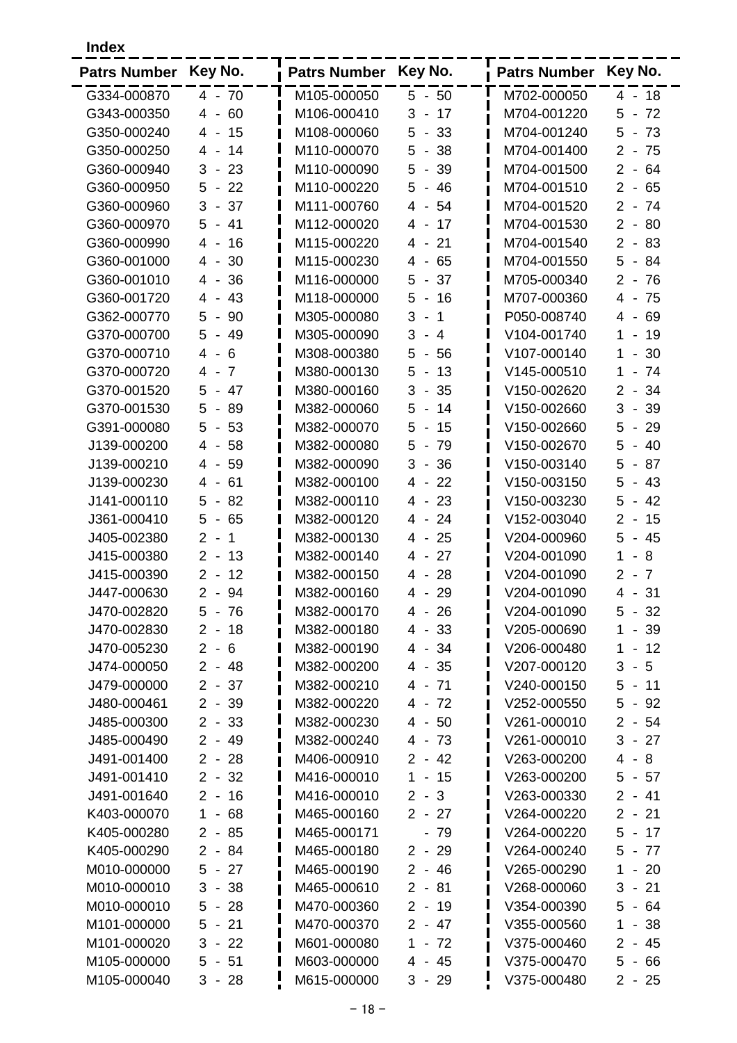**Index**

| Patrs Number | Key No. | Patrs Number | Key No. | Patrs Number | Key No. |
|---|---|---|---|---|---|
| G334-000870 | 4 - 70 | M105-000050 | 5 - 50 | M702-000050 | 4 - 18 |
| G343-000350 | 4 - 60 | M106-000410 | 3 - 17 | M704-001220 | 5 - 72 |
| G350-000240 | 4 - 15 | M108-000060 | 5 - 33 | M704-001240 | 5 - 73 |
| G350-000250 | 4 - 14 | M110-000070 | 5 - 38 | M704-001400 | 2 - 75 |
| G360-000940 | 3 - 23 | M110-000090 | 5 - 39 | M704-001500 | 2 - 64 |
| G360-000950 | 5 - 22 | M110-000220 | 5 - 46 | M704-001510 | 2 - 65 |
| G360-000960 | 3 - 37 | M111-000760 | 4 - 54 | M704-001520 | 2 - 74 |
| G360-000970 | 5 - 41 | M112-000020 | 4 - 17 | M704-001530 | 2 - 80 |
| G360-000990 | 4 - 16 | M115-000220 | 4 - 21 | M704-001540 | 2 - 83 |
| G360-001000 | 4 - 30 | M115-000230 | 4 - 65 | M704-001550 | 5 - 84 |
| G360-001010 | 4 - 36 | M116-000000 | 5 - 37 | M705-000340 | 2 - 76 |
| G360-001720 | 4 - 43 | M118-000000 | 5 - 16 | M707-000360 | 4 - 75 |
| G362-000770 | 5 - 90 | M305-000080 | 3 - 1 | P050-008740 | 4 - 69 |
| G370-000700 | 5 - 49 | M305-000090 | 3 - 4 | V104-001740 | 1 - 19 |
| G370-000710 | 4 - 6 | M308-000380 | 5 - 56 | V107-000140 | 1 - 30 |
| G370-000720 | 4 - 7 | M380-000130 | 5 - 13 | V145-000510 | 1 - 74 |
| G370-001520 | 5 - 47 | M380-000160 | 3 - 35 | V150-002620 | 2 - 34 |
| G370-001530 | 5 - 89 | M382-000060 | 5 - 14 | V150-002660 | 3 - 39 |
| G391-000080 | 5 - 53 | M382-000070 | 5 - 15 | V150-002660 | 5 - 29 |
| J139-000200 | 4 - 58 | M382-000080 | 5 - 79 | V150-002670 | 5 - 40 |
| J139-000210 | 4 - 59 | M382-000090 | 3 - 36 | V150-003140 | 5 - 87 |
| J139-000230 | 4 - 61 | M382-000100 | 4 - 22 | V150-003150 | 5 - 43 |
| J141-000110 | 5 - 82 | M382-000110 | 4 - 23 | V150-003230 | 5 - 42 |
| J361-000410 | 5 - 65 | M382-000120 | 4 - 24 | V152-003040 | 2 - 15 |
| J405-002380 | 2 - 1 | M382-000130 | 4 - 25 | V204-000960 | 5 - 45 |
| J415-000380 | 2 - 13 | M382-000140 | 4 - 27 | V204-001090 | 1 - 8 |
| J415-000390 | 2 - 12 | M382-000150 | 4 - 28 | V204-001090 | 2 - 7 |
| J447-000630 | 2 - 94 | M382-000160 | 4 - 29 | V204-001090 | 4 - 31 |
| J470-002820 | 5 - 76 | M382-000170 | 4 - 26 | V204-001090 | 5 - 32 |
| J470-002830 | 2 - 18 | M382-000180 | 4 - 33 | V205-000690 | 1 - 39 |
| J470-005230 | 2 - 6 | M382-000190 | 4 - 34 | V206-000480 | 1 - 12 |
| J474-000050 | 2 - 48 | M382-000200 | 4 - 35 | V207-000120 | 3 - 5 |
| J479-000000 | 2 - 37 | M382-000210 | 4 - 71 | V240-000150 | 5 - 11 |
| J480-000461 | 2 - 39 | M382-000220 | 4 - 72 | V252-000550 | 5 - 92 |
| J485-000300 | 2 - 33 | M382-000230 | 4 - 50 | V261-000010 | 2 - 54 |
| J485-000490 | 2 - 49 | M382-000240 | 4 - 73 | V261-000010 | 3 - 27 |
| J491-001400 | 2 - 28 | M406-000910 | 2 - 42 | V263-000200 | 4 - 8 |
| J491-001410 | 2 - 32 | M416-000010 | 1 - 15 | V263-000200 | 5 - 57 |
| J491-001640 | 2 - 16 | M416-000010 | 2 - 3 | V263-000330 | 2 - 41 |
| K403-000070 | 1 - 68 | M465-000160 | 2 - 27 | V264-000220 | 2 - 21 |
| K405-000280 | 2 - 85 | M465-000171 | - 79 | V264-000220 | 5 - 17 |
| K405-000290 | 2 - 84 | M465-000180 | 2 - 29 | V264-000240 | 5 - 77 |
| M010-000000 | 5 - 27 | M465-000190 | 2 - 46 | V265-000290 | 1 - 20 |
| M010-000010 | 3 - 38 | M465-000610 | 2 - 81 | V268-000060 | 3 - 21 |
| M010-000010 | 5 - 28 | M470-000360 | 2 - 19 | V354-000390 | 5 - 64 |
| M101-000000 | 5 - 21 | M470-000370 | 2 - 47 | V355-000560 | 1 - 38 |
| M101-000020 | 3 - 22 | M601-000080 | 1 - 72 | V375-000460 | 2 - 45 |
| M105-000000 | 5 - 51 | M603-000000 | 4 - 45 | V375-000470 | 5 - 66 |
| M105-000040 | 3 - 28 | M615-000000 | 3 - 29 | V375-000480 | 2 - 25 |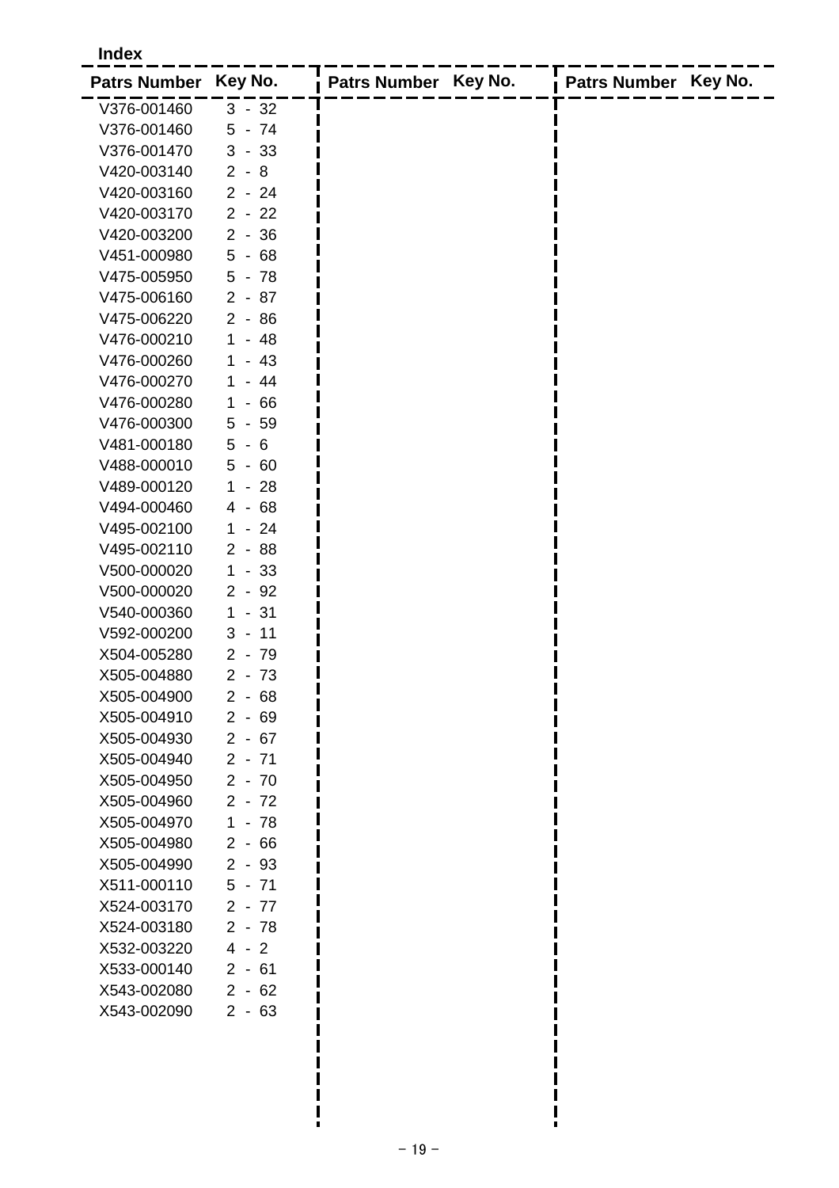**Index**

| Patrs Number | Key No. |
|---|---|
| V376-001460 | 3 - 32 |
| V376-001460 | 5 - 74 |
| V376-001470 | 3 - 33 |
| V420-003140 | 2 - 8 |
| V420-003160 | 2 - 24 |
| V420-003170 | 2 - 22 |
| V420-003200 | 2 - 36 |
| V451-000980 | 5 - 68 |
| V475-005950 | 5 - 78 |
| V475-006160 | 2 - 87 |
| V475-006220 | 2 - 86 |
| V476-000210 | 1 - 48 |
| V476-000260 | 1 - 43 |
| V476-000270 | 1 - 44 |
| V476-000280 | 1 - 66 |
| V476-000300 | 5 - 59 |
| V481-000180 | 5 - 6 |
| V488-000010 | 5 - 60 |
| V489-000120 | 1 - 28 |
| V494-000460 | 4 - 68 |
| V495-002100 | 1 - 24 |
| V495-002110 | 2 - 88 |
| V500-000020 | 1 - 33 |
| V500-000020 | 2 - 92 |
| V540-000360 | 1 - 31 |
| V592-000200 | 3 - 11 |
| X504-005280 | 2 - 79 |
| X505-004880 | 2 - 73 |
| X505-004900 | 2 - 68 |
| X505-004910 | 2 - 69 |
| X505-004930 | 2 - 67 |
| X505-004940 | 2 - 71 |
| X505-004950 | 2 - 70 |
| X505-004960 | 2 - 72 |
| X505-004970 | 1 - 78 |
| X505-004980 | 2 - 66 |
| X505-004990 | 2 - 93 |
| X511-000110 | 5 - 71 |
| X524-003170 | 2 - 77 |
| X524-003180 | 2 - 78 |
| X532-003220 | 4 - 2 |
| X533-000140 | 2 - 61 |
| X543-002080 | 2 - 62 |
| X543-002090 | 2 - 63 |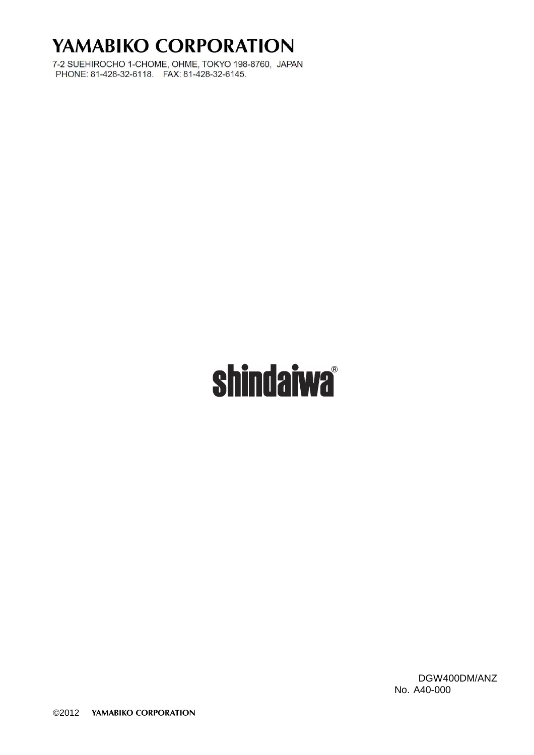# YAMABIKO CORPORATION

7-2 SUEHIROCHO 1-CHOME, OHME, TOKYO 198-8760, JAPAN
PHONE: 81-428-32-6118. FAX: 81-428-32-6145.

shindaiwa®

DGW400DM/ANZ
No. A40-000

©2012 YAMABIKO CORPORATION